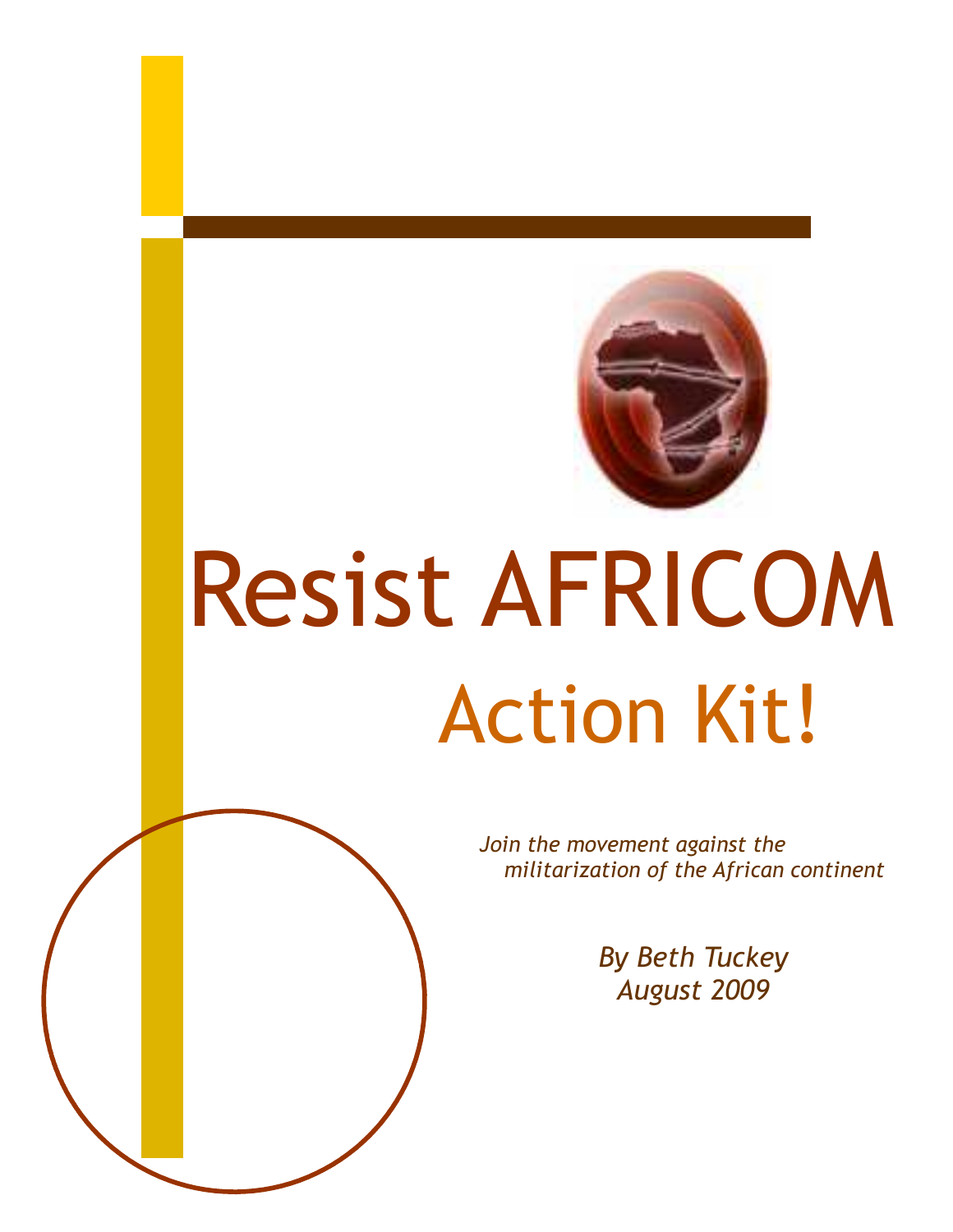# Resist AFRICOM

## Action Kit!

*Join the movement against the militarization of the African continent*

*By Beth Tuckey*
*August 2009*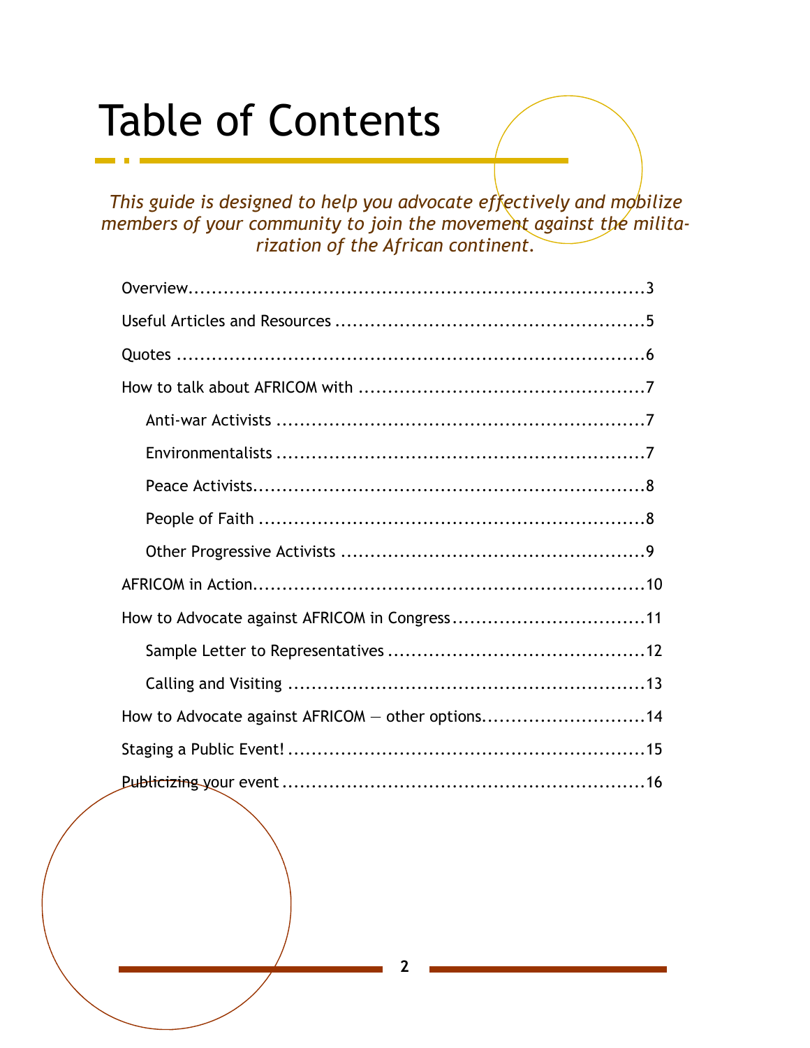# Table of Contents

*This guide is designed to help you advocate effectively and mobilize members of your community to join the movement against the militarization of the African continent.*

- Overview ........ 3
- Useful Articles and Resources ........ 5
- Quotes ........ 6
- How to talk about AFRICOM with ........ 7
  - Anti-war Activists ........ 7
  - Environmentalists ........ 7
  - Peace Activists ........ 8
  - People of Faith ........ 8
  - Other Progressive Activists ........ 9
- AFRICOM in Action ........ 10
- How to Advocate against AFRICOM in Congress ........ 11
  - Sample Letter to Representatives ........ 12
  - Calling and Visiting ........ 13
- How to Advocate against AFRICOM — other options ........ 14
- Staging a Public Event! ........ 15
- Publicizing your event ........ 16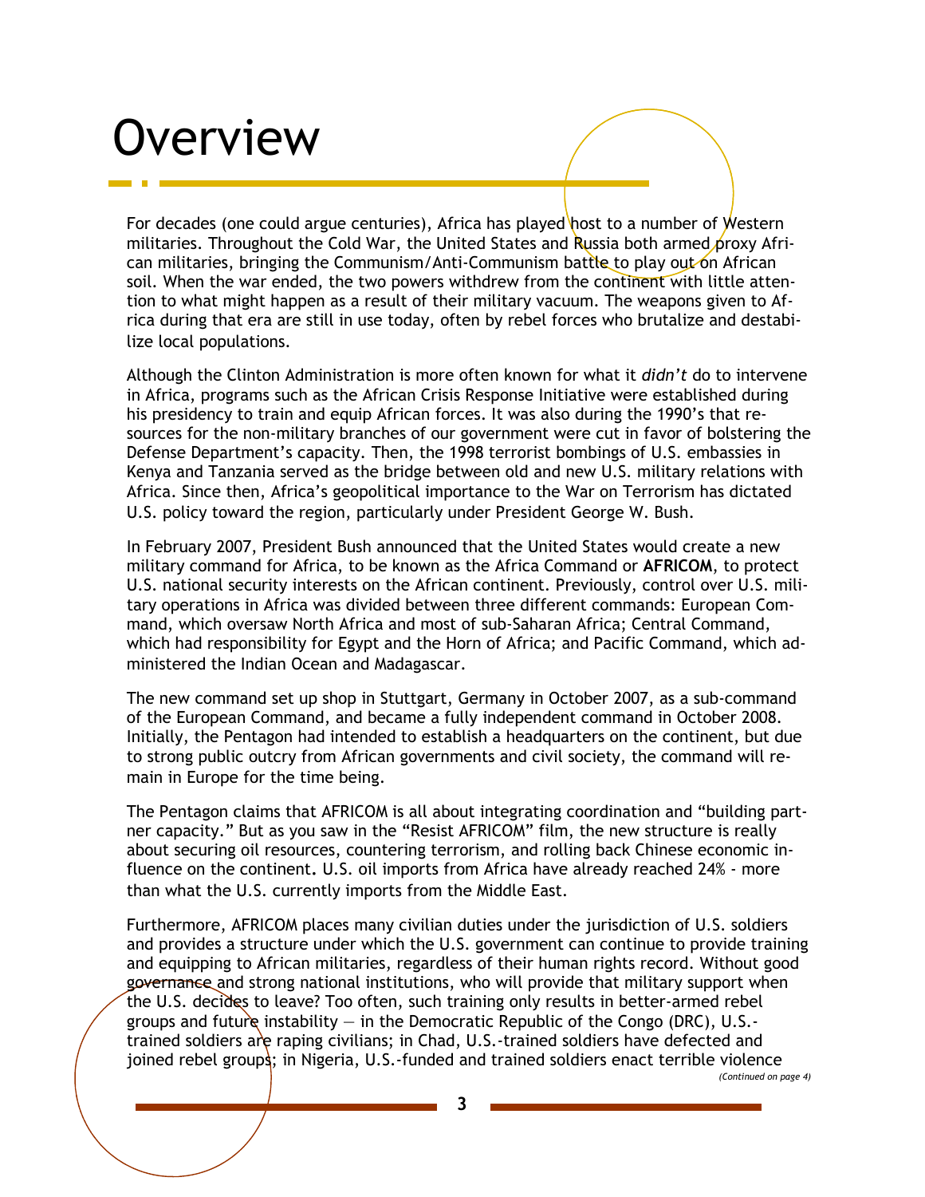# Overview

For decades (one could argue centuries), Africa has played host to a number of Western militaries. Throughout the Cold War, the United States and Russia both armed proxy African militaries, bringing the Communism/Anti-Communism battle to play out on African soil. When the war ended, the two powers withdrew from the continent with little attention to what might happen as a result of their military vacuum. The weapons given to Africa during that era are still in use today, often by rebel forces who brutalize and destabilize local populations.

Although the Clinton Administration is more often known for what it *didn't* do to intervene in Africa, programs such as the African Crisis Response Initiative were established during his presidency to train and equip African forces. It was also during the 1990's that resources for the non-military branches of our government were cut in favor of bolstering the Defense Department's capacity. Then, the 1998 terrorist bombings of U.S. embassies in Kenya and Tanzania served as the bridge between old and new U.S. military relations with Africa. Since then, Africa's geopolitical importance to the War on Terrorism has dictated U.S. policy toward the region, particularly under President George W. Bush.

In February 2007, President Bush announced that the United States would create a new military command for Africa, to be known as the Africa Command or **AFRICOM**, to protect U.S. national security interests on the African continent. Previously, control over U.S. military operations in Africa was divided between three different commands: European Command, which oversaw North Africa and most of sub-Saharan Africa; Central Command, which had responsibility for Egypt and the Horn of Africa; and Pacific Command, which administered the Indian Ocean and Madagascar.

The new command set up shop in Stuttgart, Germany in October 2007, as a sub-command of the European Command, and became a fully independent command in October 2008. Initially, the Pentagon had intended to establish a headquarters on the continent, but due to strong public outcry from African governments and civil society, the command will remain in Europe for the time being.

The Pentagon claims that AFRICOM is all about integrating coordination and "building partner capacity." But as you saw in the "Resist AFRICOM" film, the new structure is really about securing oil resources, countering terrorism, and rolling back Chinese economic influence on the continent**.** U.S. oil imports from Africa have already reached 24% - more than what the U.S. currently imports from the Middle East.

Furthermore, AFRICOM places many civilian duties under the jurisdiction of U.S. soldiers and provides a structure under which the U.S. government can continue to provide training and equipping to African militaries, regardless of their human rights record. Without good governance and strong national institutions, who will provide that military support when the U.S. decides to leave? Too often, such training only results in better-armed rebel groups and future instability — in the Democratic Republic of the Congo (DRC), U.S.-trained soldiers are raping civilians; in Chad, U.S.-trained soldiers have defected and joined rebel groups; in Nigeria, U.S.-funded and trained soldiers enact terrible violence

*(Continued on page 4)*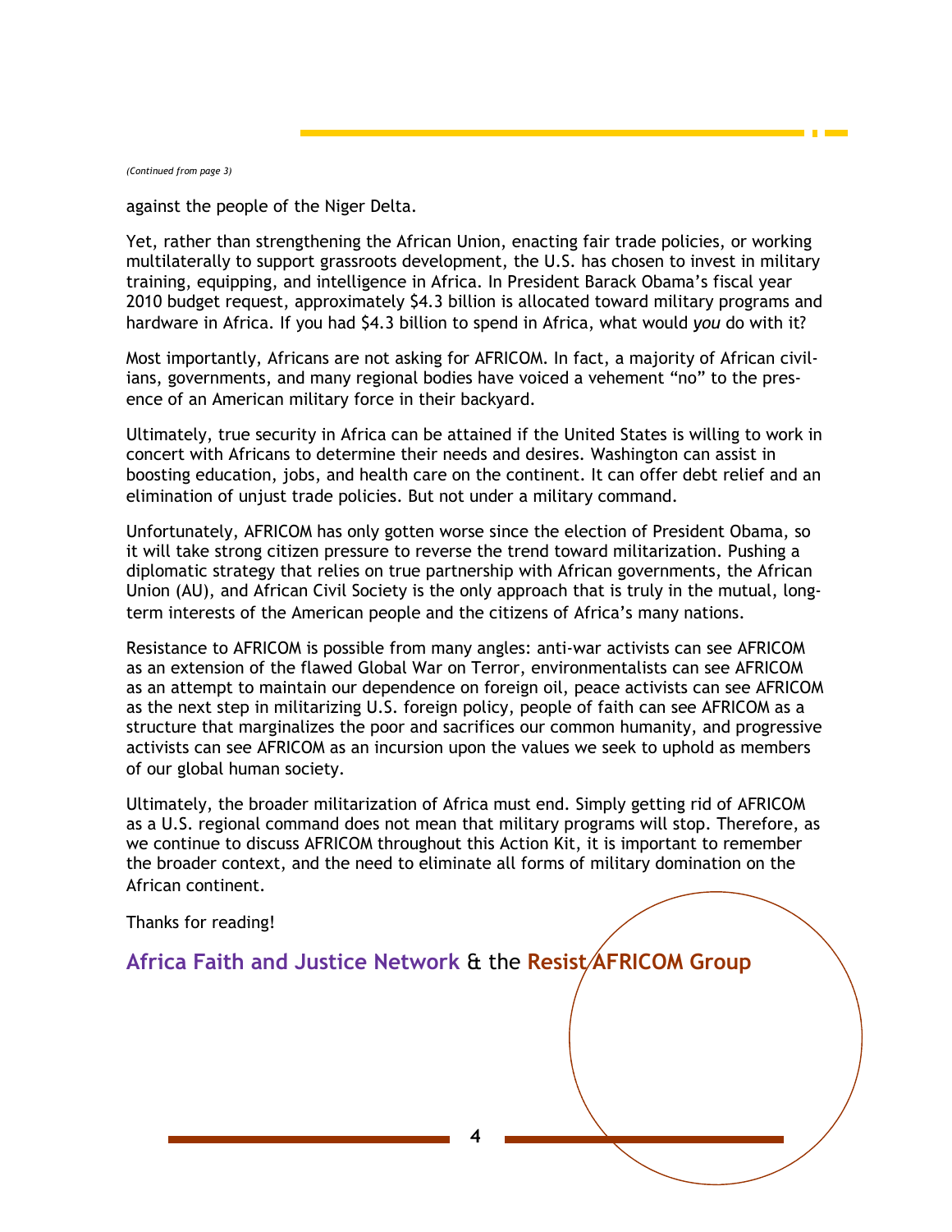*(Continued from page 3)*

against the people of the Niger Delta.

Yet, rather than strengthening the African Union, enacting fair trade policies, or working multilaterally to support grassroots development, the U.S. has chosen to invest in military training, equipping, and intelligence in Africa. In President Barack Obama's fiscal year 2010 budget request, approximately $4.3 billion is allocated toward military programs and hardware in Africa. If you had $4.3 billion to spend in Africa, what would *you* do with it?

Most importantly, Africans are not asking for AFRICOM. In fact, a majority of African civilians, governments, and many regional bodies have voiced a vehement "no" to the presence of an American military force in their backyard.

Ultimately, true security in Africa can be attained if the United States is willing to work in concert with Africans to determine their needs and desires. Washington can assist in boosting education, jobs, and health care on the continent. It can offer debt relief and an elimination of unjust trade policies. But not under a military command.

Unfortunately, AFRICOM has only gotten worse since the election of President Obama, so it will take strong citizen pressure to reverse the trend toward militarization. Pushing a diplomatic strategy that relies on true partnership with African governments, the African Union (AU), and African Civil Society is the only approach that is truly in the mutual, long-term interests of the American people and the citizens of Africa's many nations.

Resistance to AFRICOM is possible from many angles: anti-war activists can see AFRICOM as an extension of the flawed Global War on Terror, environmentalists can see AFRICOM as an attempt to maintain our dependence on foreign oil, peace activists can see AFRICOM as the next step in militarizing U.S. foreign policy, people of faith can see AFRICOM as a structure that marginalizes the poor and sacrifices our common humanity, and progressive activists can see AFRICOM as an incursion upon the values we seek to uphold as members of our global human society.

Ultimately, the broader militarization of Africa must end. Simply getting rid of AFRICOM as a U.S. regional command does not mean that military programs will stop. Therefore, as we continue to discuss AFRICOM throughout this Action Kit, it is important to remember the broader context, and the need to eliminate all forms of military domination on the African continent.

Thanks for reading!

**Africa Faith and Justice Network** & the **Resist AFRICOM Group**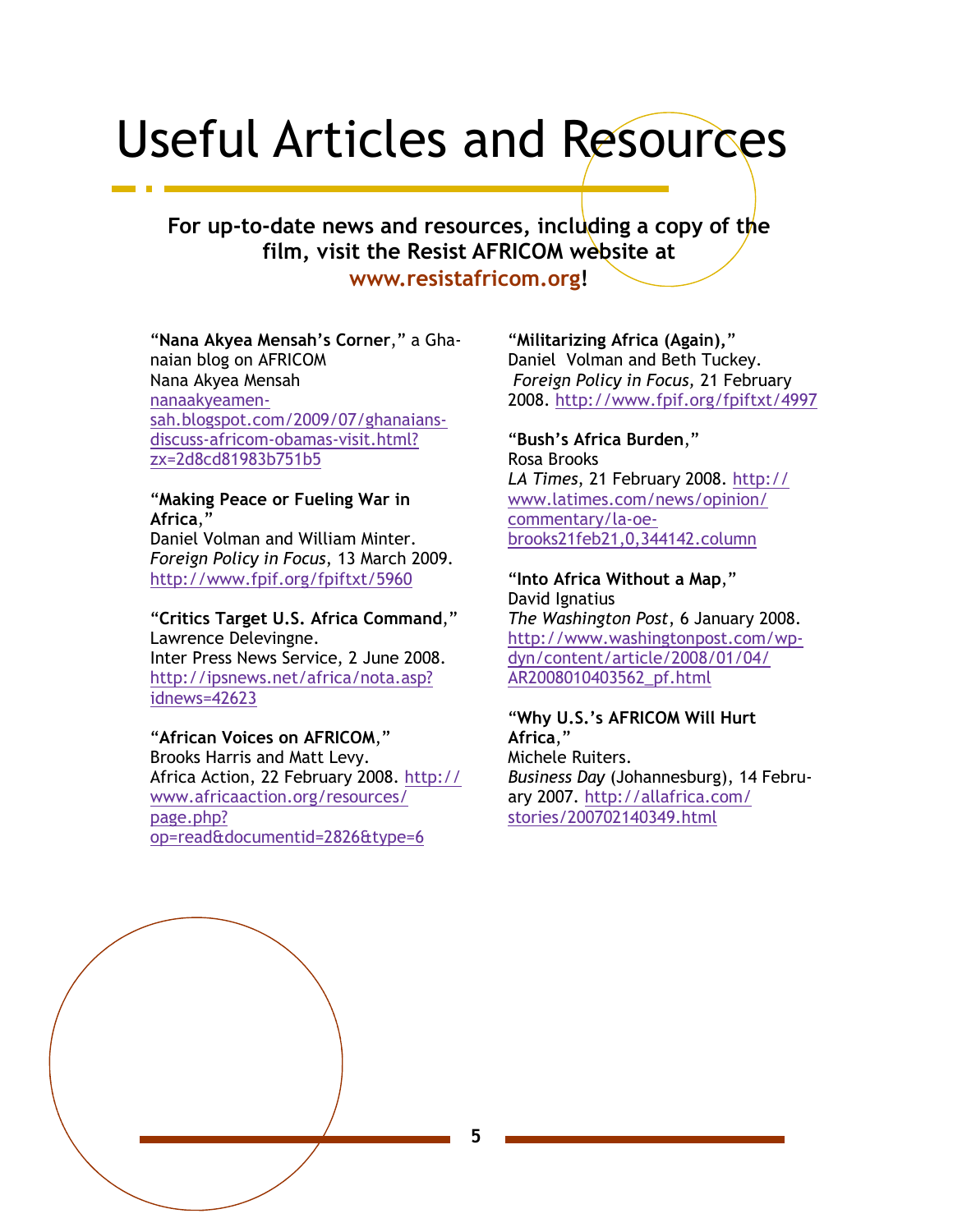# Useful Articles and Resources

**For up-to-date news and resources, including a copy of the film, visit the Resist AFRICOM website at www.resistafricom.org!**

"**Nana Akyea Mensah's Corner**," a Ghanaian blog on AFRICOM
Nana Akyea Mensah
nanaakyeamensah.blogspot.com/2009/07/ghanaians-discuss-africom-obamas-visit.html?zx=2d8cd81983b751b5

"**Making Peace or Fueling War in Africa**,"
Daniel Volman and William Minter.
*Foreign Policy in Focus*, 13 March 2009.
http://www.fpif.org/fpiftxt/5960

"**Critics Target U.S. Africa Command**,"
Lawrence Delevingne.
Inter Press News Service, 2 June 2008.
http://ipsnews.net/africa/nota.asp?idnews=42623

"**African Voices on AFRICOM**,"
Brooks Harris and Matt Levy.
Africa Action, 22 February 2008. http://www.africaaction.org/resources/page.php?op=read&documentid=2826&type=6

"**Militarizing Africa (Again)**,"
Daniel Volman and Beth Tuckey.
*Foreign Policy in Focus*, 21 February 2008. http://www.fpif.org/fpiftxt/4997

"**Bush's Africa Burden**,"
Rosa Brooks
*LA Times*, 21 February 2008. http://www.latimes.com/news/opinion/commentary/la-oe-brooks21feb21,0,344142.column

"**Into Africa Without a Map**,"
David Ignatius
*The Washington Post*, 6 January 2008.
http://www.washingtonpost.com/wp-dyn/content/article/2008/01/04/AR2008010403562_pf.html

"**Why U.S.'s AFRICOM Will Hurt Africa**,"
Michele Ruiters.
*Business Day* (Johannesburg), 14 February 2007. http://allafrica.com/stories/200702140349.html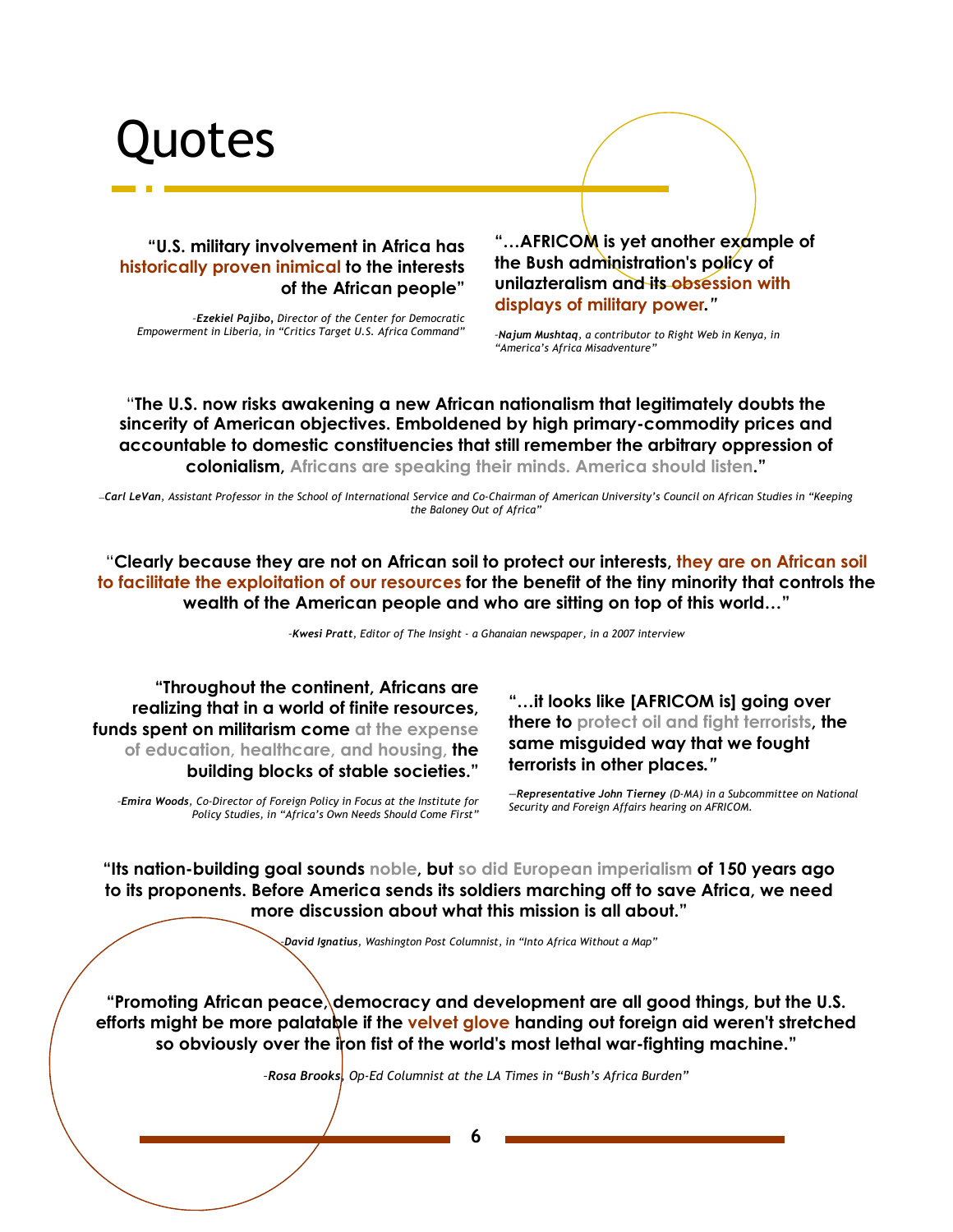# Quotes

**"U.S. military involvement in Africa has historically proven inimical to the interests of the African people"**

*-**Ezekiel Pajibo,** Director of the Center for Democratic Empowerment in Liberia, in "Critics Target U.S. Africa Command"*

**"…AFRICOM is yet another example of the Bush administration's policy of unilazteralism and its obsession with displays of military power."**

*-**Najum Mushtaq**, a contributor to Right Web in Kenya, in "America's Africa Misadventure"*

**"The U.S. now risks awakening a new African nationalism that legitimately doubts the sincerity of American objectives. Emboldened by high primary-commodity prices and accountable to domestic constituencies that still remember the arbitrary oppression of colonialism, Africans are speaking their minds. America should listen."**

*–**Carl LeVan**, Assistant Professor in the School of International Service and Co-Chairman of American University's Council on African Studies in "Keeping the Baloney Out of Africa"*

**"Clearly because they are not on African soil to protect our interests, they are on African soil to facilitate the exploitation of our resources for the benefit of the tiny minority that controls the wealth of the American people and who are sitting on top of this world…"**

*-**Kwesi Pratt**, Editor of The Insight - a Ghanaian newspaper, in a 2007 interview*

**"Throughout the continent, Africans are realizing that in a world of finite resources, funds spent on militarism come at the expense of education, healthcare, and housing, the building blocks of stable societies."**

*-**Emira Woods**, Co-Director of Foreign Policy in Focus at the Institute for Policy Studies, in "Africa's Own Needs Should Come First"*

**"…it looks like [AFRICOM is] going over there to protect oil and fight terrorists, the same misguided way that we fought terrorists in other places."**

*—**Representative John Tierney** (D-MA) in a Subcommittee on National Security and Foreign Affairs hearing on AFRICOM.*

**"Its nation-building goal sounds noble, but so did European imperialism of 150 years ago to its proponents. Before America sends its soldiers marching off to save Africa, we need more discussion about what this mission is all about."**

*-**David Ignatius**, Washington Post Columnist, in "Into Africa Without a Map"*

**"Promoting African peace, democracy and development are all good things, but the U.S. efforts might be more palatable if the velvet glove handing out foreign aid weren't stretched so obviously over the iron fist of the world's most lethal war-fighting machine."**

*-**Rosa Brooks**, Op-Ed Columnist at the LA Times in "Bush's Africa Burden"*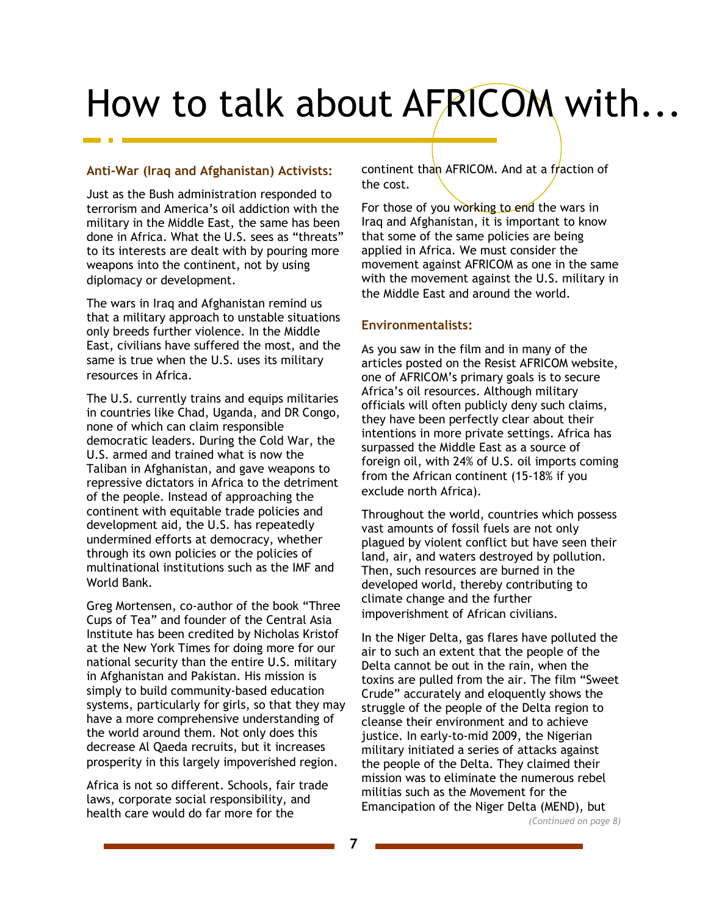# How to talk about AFRICOM with...

### Anti-War (Iraq and Afghanistan) Activists:

Just as the Bush administration responded to terrorism and America's oil addiction with the military in the Middle East, the same has been done in Africa. What the U.S. sees as "threats" to its interests are dealt with by pouring more weapons into the continent, not by using diplomacy or development.

The wars in Iraq and Afghanistan remind us that a military approach to unstable situations only breeds further violence. In the Middle East, civilians have suffered the most, and the same is true when the U.S. uses its military resources in Africa.

The U.S. currently trains and equips militaries in countries like Chad, Uganda, and DR Congo, none of which can claim responsible democratic leaders. During the Cold War, the U.S. armed and trained what is now the Taliban in Afghanistan, and gave weapons to repressive dictators in Africa to the detriment of the people. Instead of approaching the continent with equitable trade policies and development aid, the U.S. has repeatedly undermined efforts at democracy, whether through its own policies or the policies of multinational institutions such as the IMF and World Bank.

Greg Mortensen, co-author of the book "Three Cups of Tea" and founder of the Central Asia Institute has been credited by Nicholas Kristof at the New York Times for doing more for our national security than the entire U.S. military in Afghanistan and Pakistan. His mission is simply to build community-based education systems, particularly for girls, so that they may have a more comprehensive understanding of the world around them. Not only does this decrease Al Qaeda recruits, but it increases prosperity in this largely impoverished region.

Africa is not so different. Schools, fair trade laws, corporate social responsibility, and health care would do far more for the continent than AFRICOM. And at a fraction of the cost.

For those of you working to end the wars in Iraq and Afghanistan, it is important to know that some of the same policies are being applied in Africa. We must consider the movement against AFRICOM as one in the same with the movement against the U.S. military in the Middle East and around the world.

### Environmentalists:

As you saw in the film and in many of the articles posted on the Resist AFRICOM website, one of AFRICOM's primary goals is to secure Africa's oil resources. Although military officials will often publicly deny such claims, they have been perfectly clear about their intentions in more private settings. Africa has surpassed the Middle East as a source of foreign oil, with 24% of U.S. oil imports coming from the African continent (15-18% if you exclude north Africa).

Throughout the world, countries which possess vast amounts of fossil fuels are not only plagued by violent conflict but have seen their land, air, and waters destroyed by pollution. Then, such resources are burned in the developed world, thereby contributing to climate change and the further impoverishment of African civilians.

In the Niger Delta, gas flares have polluted the air to such an extent that the people of the Delta cannot be out in the rain, when the toxins are pulled from the air. The film "Sweet Crude" accurately and eloquently shows the struggle of the people of the Delta region to cleanse their environment and to achieve justice. In early-to-mid 2009, the Nigerian military initiated a series of attacks against the people of the Delta. They claimed their mission was to eliminate the numerous rebel militias such as the Movement for the Emancipation of the Niger Delta (MEND), but

*(Continued on page 8)*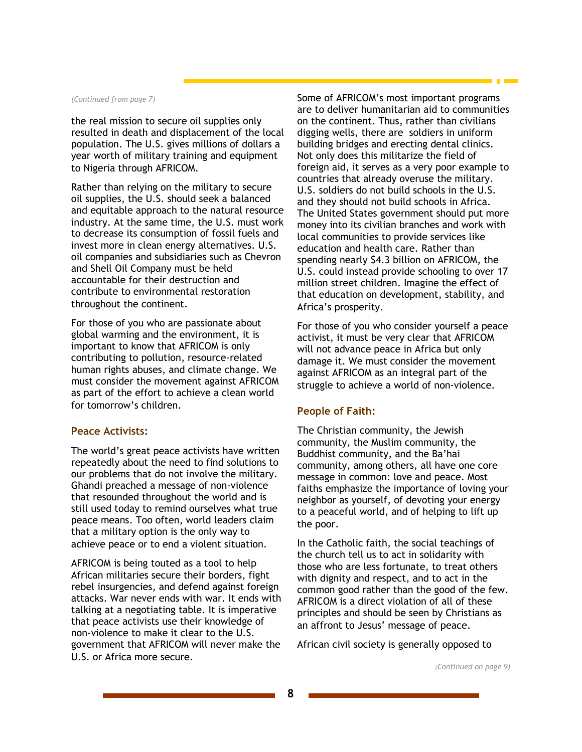*(Continued from page 7)*

the real mission to secure oil supplies only resulted in death and displacement of the local population. The U.S. gives millions of dollars a year worth of military training and equipment to Nigeria through AFRICOM.

Rather than relying on the military to secure oil supplies, the U.S. should seek a balanced and equitable approach to the natural resource industry. At the same time, the U.S. must work to decrease its consumption of fossil fuels and invest more in clean energy alternatives. U.S. oil companies and subsidiaries such as Chevron and Shell Oil Company must be held accountable for their destruction and contribute to environmental restoration throughout the continent.

For those of you who are passionate about global warming and the environment, it is important to know that AFRICOM is only contributing to pollution, resource-related human rights abuses, and climate change. We must consider the movement against AFRICOM as part of the effort to achieve a clean world for tomorrow's children.

### Peace Activists:

The world's great peace activists have written repeatedly about the need to find solutions to our problems that do not involve the military. Ghandi preached a message of non-violence that resounded throughout the world and is still used today to remind ourselves what true peace means. Too often, world leaders claim that a military option is the only way to achieve peace or to end a violent situation.

AFRICOM is being touted as a tool to help African militaries secure their borders, fight rebel insurgencies, and defend against foreign attacks. War never ends with war. It ends with talking at a negotiating table. It is imperative that peace activists use their knowledge of non-violence to make it clear to the U.S. government that AFRICOM will never make the U.S. or Africa more secure.

Some of AFRICOM's most important programs are to deliver humanitarian aid to communities on the continent. Thus, rather than civilians digging wells, there are soldiers in uniform building bridges and erecting dental clinics. Not only does this militarize the field of foreign aid, it serves as a very poor example to countries that already overuse the military. U.S. soldiers do not build schools in the U.S. and they should not build schools in Africa. The United States government should put more money into its civilian branches and work with local communities to provide services like education and health care. Rather than spending nearly $4.3 billion on AFRICOM, the U.S. could instead provide schooling to over 17 million street children. Imagine the effect of that education on development, stability, and Africa's prosperity.

For those of you who consider yourself a peace activist, it must be very clear that AFRICOM will not advance peace in Africa but only damage it. We must consider the movement against AFRICOM as an integral part of the struggle to achieve a world of non-violence.

### People of Faith:

The Christian community, the Jewish community, the Muslim community, the Buddhist community, and the Ba'hai community, among others, all have one core message in common: love and peace. Most faiths emphasize the importance of loving your neighbor as yourself, of devoting your energy to a peaceful world, and of helping to lift up the poor.

In the Catholic faith, the social teachings of the church tell us to act in solidarity with those who are less fortunate, to treat others with dignity and respect, and to act in the common good rather than the good of the few. AFRICOM is a direct violation of all of these principles and should be seen by Christians as an affront to Jesus' message of peace.

African civil society is generally opposed to

*(Continued on page 9)*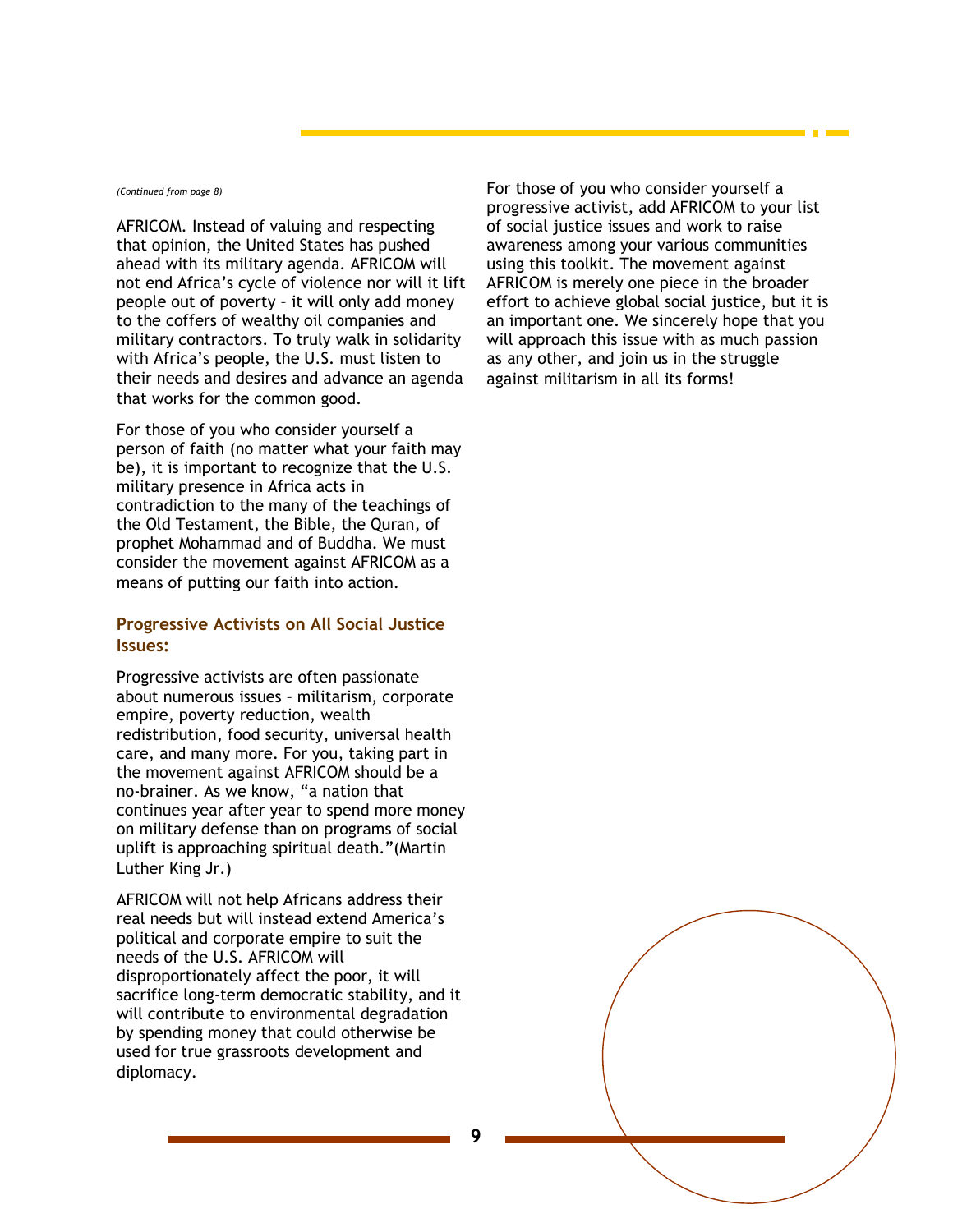*(Continued from page 8)*

AFRICOM. Instead of valuing and respecting that opinion, the United States has pushed ahead with its military agenda. AFRICOM will not end Africa's cycle of violence nor will it lift people out of poverty – it will only add money to the coffers of wealthy oil companies and military contractors. To truly walk in solidarity with Africa's people, the U.S. must listen to their needs and desires and advance an agenda that works for the common good.

For those of you who consider yourself a person of faith (no matter what your faith may be), it is important to recognize that the U.S. military presence in Africa acts in contradiction to the many of the teachings of the Old Testament, the Bible, the Quran, of prophet Mohammad and of Buddha. We must consider the movement against AFRICOM as a means of putting our faith into action.

### Progressive Activists on All Social Justice Issues:

Progressive activists are often passionate about numerous issues – militarism, corporate empire, poverty reduction, wealth redistribution, food security, universal health care, and many more. For you, taking part in the movement against AFRICOM should be a no-brainer. As we know, "a nation that continues year after year to spend more money on military defense than on programs of social uplift is approaching spiritual death."(Martin Luther King Jr.)

AFRICOM will not help Africans address their real needs but will instead extend America's political and corporate empire to suit the needs of the U.S. AFRICOM will disproportionately affect the poor, it will sacrifice long-term democratic stability, and it will contribute to environmental degradation by spending money that could otherwise be used for true grassroots development and diplomacy.

For those of you who consider yourself a progressive activist, add AFRICOM to your list of social justice issues and work to raise awareness among your various communities using this toolkit. The movement against AFRICOM is merely one piece in the broader effort to achieve global social justice, but it is an important one. We sincerely hope that you will approach this issue with as much passion as any other, and join us in the struggle against militarism in all its forms!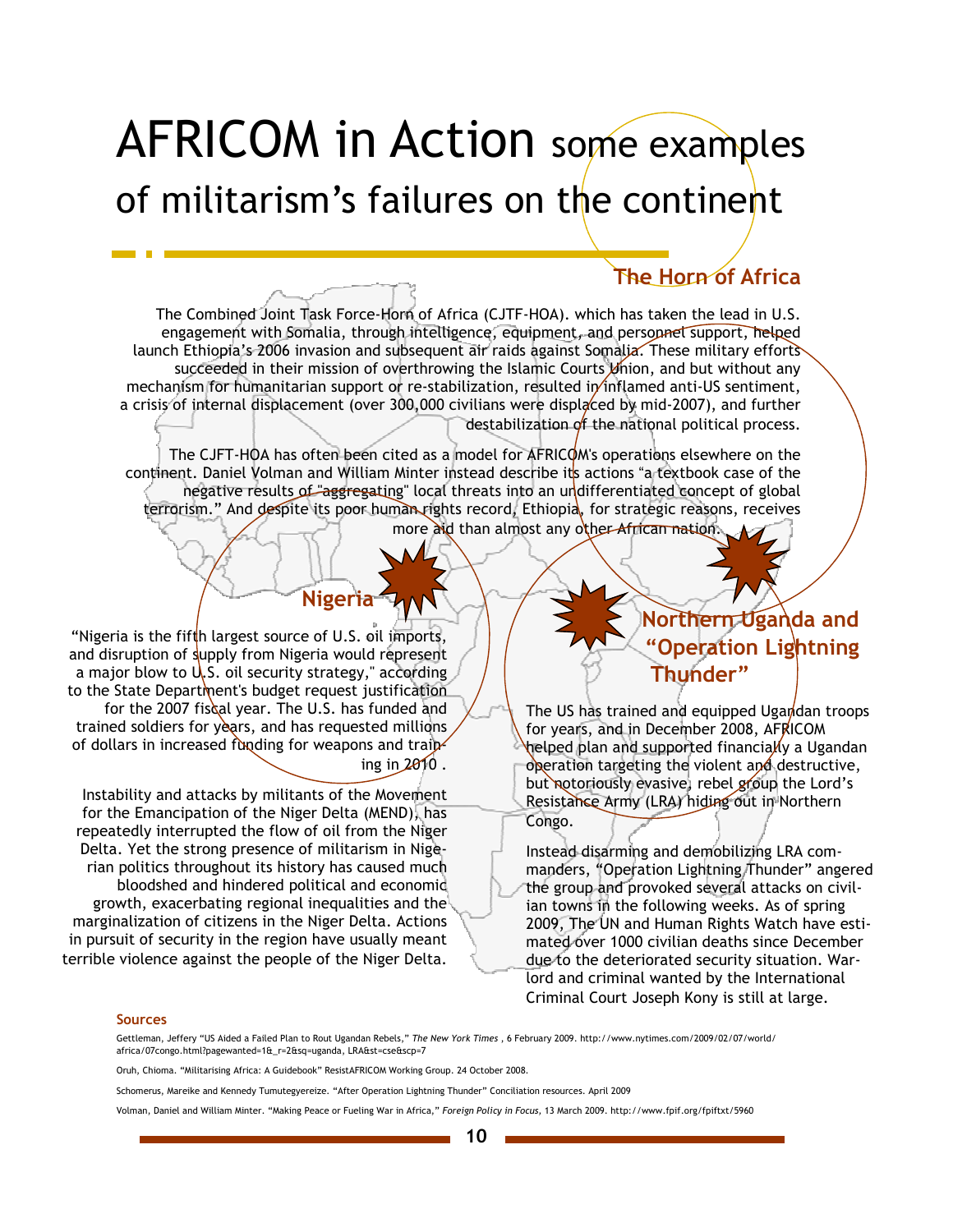# AFRICOM in Action some examples of militarism's failures on the continent

## The Horn of Africa

The Combined Joint Task Force-Horn of Africa (CJTF-HOA). which has taken the lead in U.S. engagement with Somalia, through intelligence, equipment, and personnel support, helped launch Ethiopia's 2006 invasion and subsequent air raids against Somalia. These military efforts succeeded in their mission of overthrowing the Islamic Courts Union, and but without any mechanism for humanitarian support or re-stabilization, resulted in inflamed anti-US sentiment, a crisis of internal displacement (over 300,000 civilians were displaced by mid-2007), and further destabilization of the national political process.

The CJFT-HOA has often been cited as a model for AFRICOM's operations elsewhere on the continent. Daniel Volman and William Minter instead describe its actions "a textbook case of the negative results of "aggregating" local threats into an undifferentiated concept of global terrorism." And despite its poor human rights record, Ethiopia, for strategic reasons, receives more aid than almost any other African nation.

## Nigeria

"Nigeria is the fifth largest source of U.S. oil imports, and disruption of supply from Nigeria would represent a major blow to U.S. oil security strategy," according to the State Department's budget request justification for the 2007 fiscal year. The U.S. has funded and trained soldiers for years, and has requested millions of dollars in increased funding for weapons and training in 2010 .

Instability and attacks by militants of the Movement for the Emancipation of the Niger Delta (MEND), has repeatedly interrupted the flow of oil from the Niger Delta. Yet the strong presence of militarism in Nigerian politics throughout its history has caused much bloodshed and hindered political and economic growth, exacerbating regional inequalities and the marginalization of citizens in the Niger Delta. Actions in pursuit of security in the region have usually meant terrible violence against the people of the Niger Delta.

## Northern Uganda and "Operation Lightning Thunder"

The US has trained and equipped Ugandan troops for years, and in December 2008, AFRICOM helped plan and supported financially a Ugandan operation targeting the violent and destructive, but notoriously evasive, rebel group the Lord's Resistance Army (LRA) hiding out in Northern Congo.

Instead disarming and demobilizing LRA commanders, "Operation Lightning Thunder" angered the group and provoked several attacks on civilian towns in the following weeks. As of spring 2009, The UN and Human Rights Watch have estimated over 1000 civilian deaths since December due to the deteriorated security situation. Warlord and criminal wanted by the International Criminal Court Joseph Kony is still at large.

### Sources

Gettleman, Jeffery "US Aided a Failed Plan to Rout Ugandan Rebels," *The New York Times* , 6 February 2009. http://www.nytimes.com/2009/02/07/world/africa/07congo.html?pagewanted=1&_r=2&sq=uganda, LRA&st=cse&scp=7

Oruh, Chioma. "Militarising Africa: A Guidebook" ResistAFRICOM Working Group. 24 October 2008.

Schomerus, Mareike and Kennedy Tumutegyereize. "After Operation Lightning Thunder" Conciliation resources. April 2009

Volman, Daniel and William Minter. "Making Peace or Fueling War in Africa," *Foreign Policy in Focus*, 13 March 2009. http://www.fpif.org/fpiftxt/5960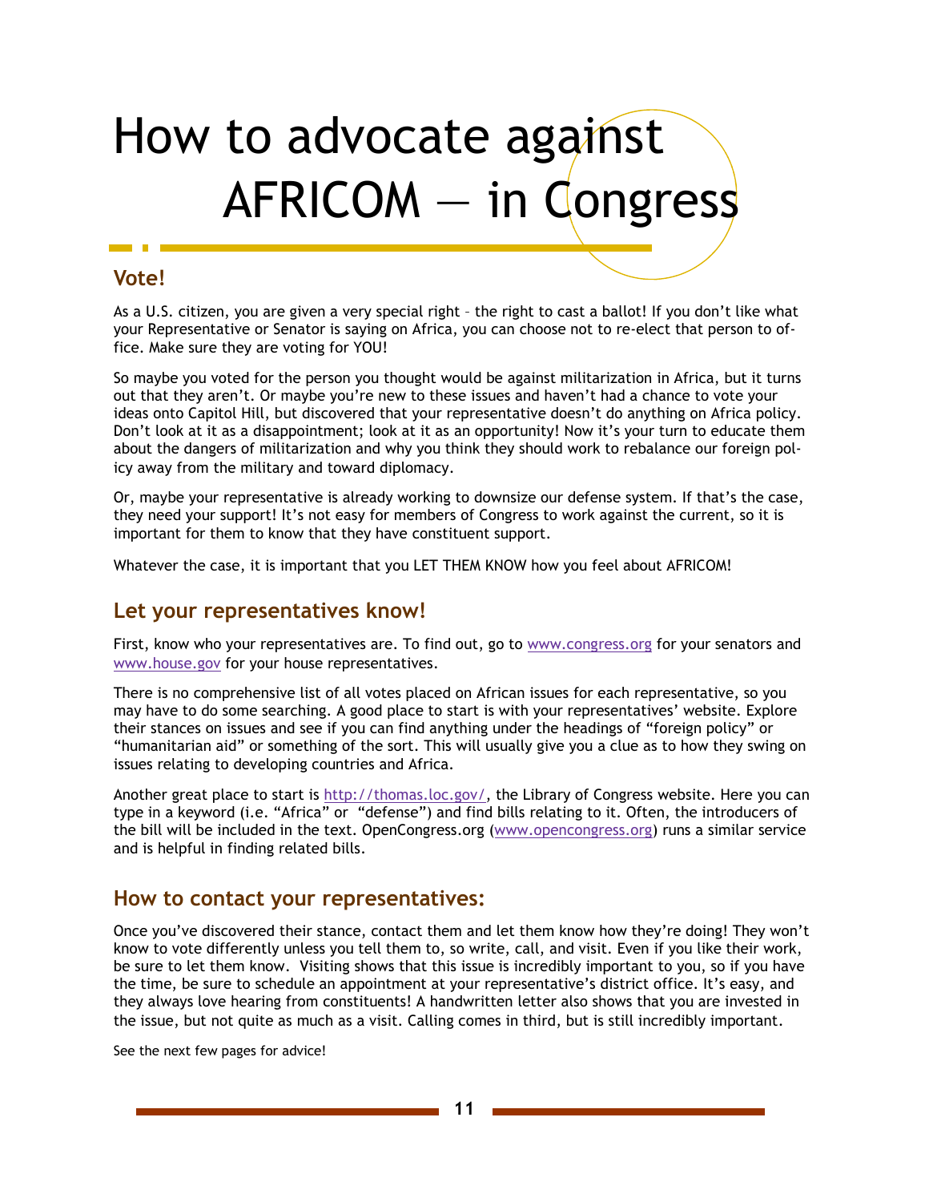# How to advocate against AFRICOM — in Congress

## Vote!

As a U.S. citizen, you are given a very special right – the right to cast a ballot! If you don't like what your Representative or Senator is saying on Africa, you can choose not to re-elect that person to office. Make sure they are voting for YOU!

So maybe you voted for the person you thought would be against militarization in Africa, but it turns out that they aren't. Or maybe you're new to these issues and haven't had a chance to vote your ideas onto Capitol Hill, but discovered that your representative doesn't do anything on Africa policy. Don't look at it as a disappointment; look at it as an opportunity! Now it's your turn to educate them about the dangers of militarization and why you think they should work to rebalance our foreign policy away from the military and toward diplomacy.

Or, maybe your representative is already working to downsize our defense system. If that's the case, they need your support! It's not easy for members of Congress to work against the current, so it is important for them to know that they have constituent support.

Whatever the case, it is important that you LET THEM KNOW how you feel about AFRICOM!

## Let your representatives know!

First, know who your representatives are. To find out, go to www.congress.org for your senators and www.house.gov for your house representatives.

There is no comprehensive list of all votes placed on African issues for each representative, so you may have to do some searching. A good place to start is with your representatives' website. Explore their stances on issues and see if you can find anything under the headings of "foreign policy" or "humanitarian aid" or something of the sort. This will usually give you a clue as to how they swing on issues relating to developing countries and Africa.

Another great place to start is http://thomas.loc.gov/, the Library of Congress website. Here you can type in a keyword (i.e. "Africa" or "defense") and find bills relating to it. Often, the introducers of the bill will be included in the text. OpenCongress.org (www.opencongress.org) runs a similar service and is helpful in finding related bills.

## How to contact your representatives:

Once you've discovered their stance, contact them and let them know how they're doing! They won't know to vote differently unless you tell them to, so write, call, and visit. Even if you like their work, be sure to let them know. Visiting shows that this issue is incredibly important to you, so if you have the time, be sure to schedule an appointment at your representative's district office. It's easy, and they always love hearing from constituents! A handwritten letter also shows that you are invested in the issue, but not quite as much as a visit. Calling comes in third, but is still incredibly important.

See the next few pages for advice!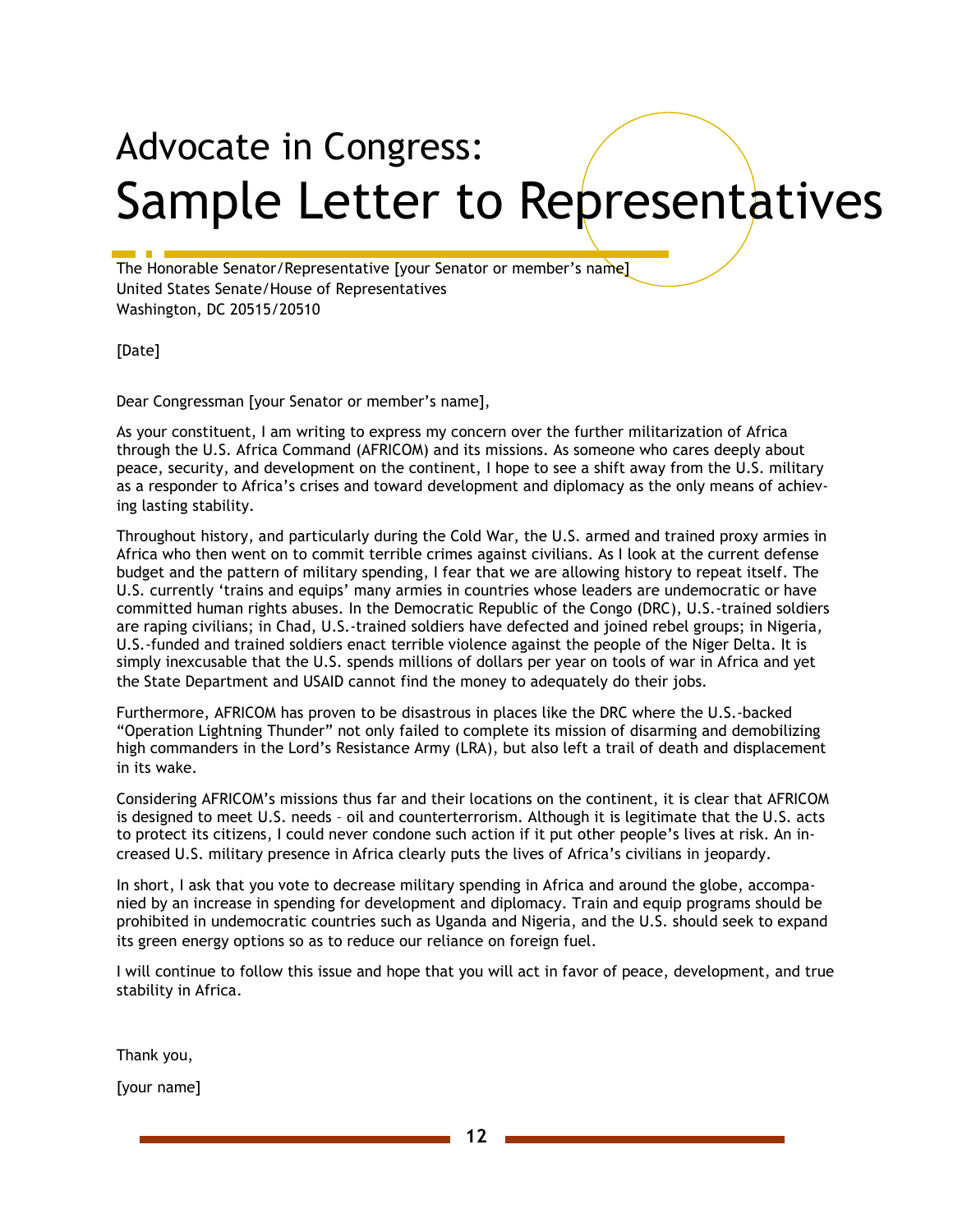# Advocate in Congress:
# Sample Letter to Representatives

The Honorable Senator/Representative [your Senator or member's name]
United States Senate/House of Representatives
Washington, DC 20515/20510

[Date]

Dear Congressman [your Senator or member's name],

As your constituent, I am writing to express my concern over the further militarization of Africa through the U.S. Africa Command (AFRICOM) and its missions. As someone who cares deeply about peace, security, and development on the continent, I hope to see a shift away from the U.S. military as a responder to Africa's crises and toward development and diplomacy as the only means of achieving lasting stability.

Throughout history, and particularly during the Cold War, the U.S. armed and trained proxy armies in Africa who then went on to commit terrible crimes against civilians. As I look at the current defense budget and the pattern of military spending, I fear that we are allowing history to repeat itself. The U.S. currently 'trains and equips' many armies in countries whose leaders are undemocratic or have committed human rights abuses. In the Democratic Republic of the Congo (DRC), U.S.-trained soldiers are raping civilians; in Chad, U.S.-trained soldiers have defected and joined rebel groups; in Nigeria, U.S.-funded and trained soldiers enact terrible violence against the people of the Niger Delta. It is simply inexcusable that the U.S. spends millions of dollars per year on tools of war in Africa and yet the State Department and USAID cannot find the money to adequately do their jobs.

Furthermore, AFRICOM has proven to be disastrous in places like the DRC where the U.S.-backed "Operation Lightning Thunder" not only failed to complete its mission of disarming and demobilizing high commanders in the Lord's Resistance Army (LRA), but also left a trail of death and displacement in its wake.

Considering AFRICOM's missions thus far and their locations on the continent, it is clear that AFRICOM is designed to meet U.S. needs – oil and counterterrorism. Although it is legitimate that the U.S. acts to protect its citizens, I could never condone such action if it put other people's lives at risk. An increased U.S. military presence in Africa clearly puts the lives of Africa's civilians in jeopardy.

In short, I ask that you vote to decrease military spending in Africa and around the globe, accompanied by an increase in spending for development and diplomacy. Train and equip programs should be prohibited in undemocratic countries such as Uganda and Nigeria, and the U.S. should seek to expand its green energy options so as to reduce our reliance on foreign fuel.

I will continue to follow this issue and hope that you will act in favor of peace, development, and true stability in Africa.

Thank you,

[your name]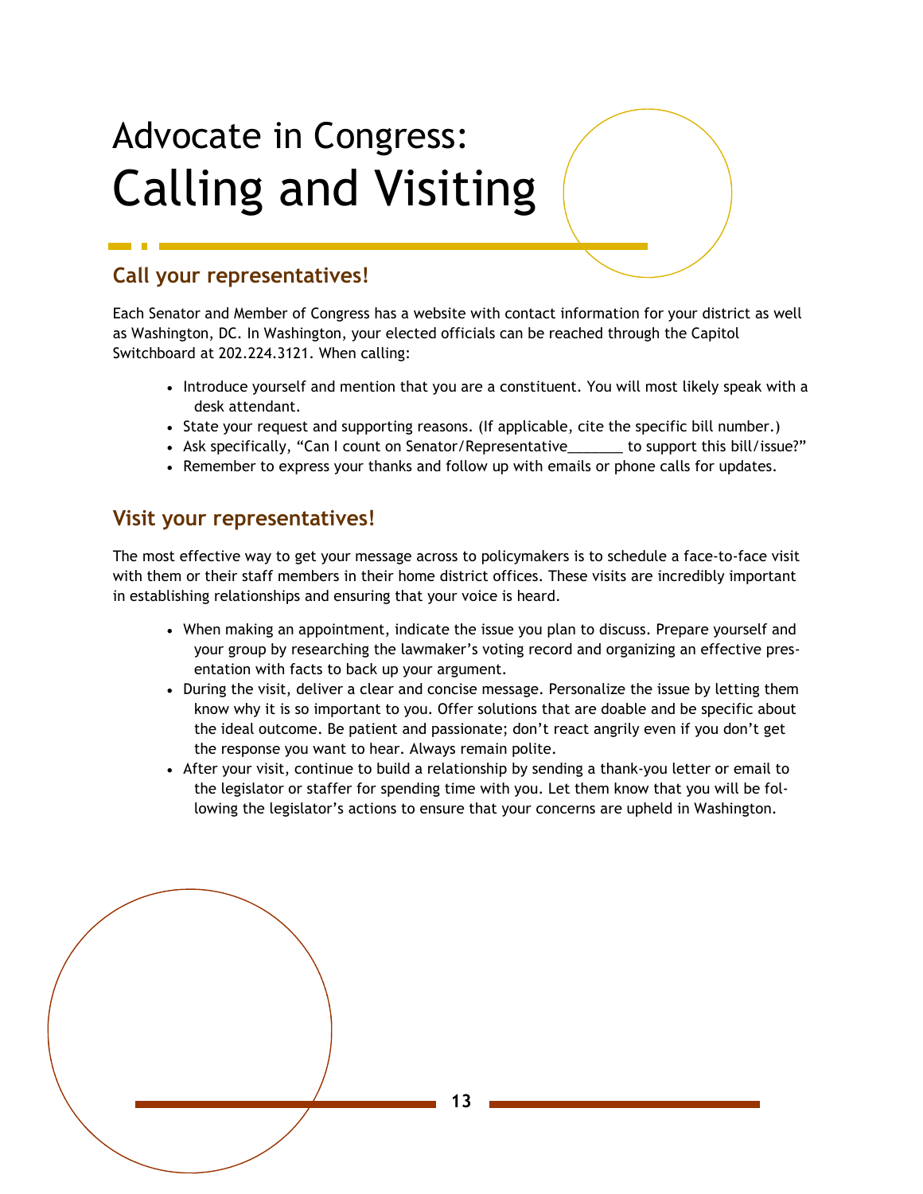# Advocate in Congress: Calling and Visiting

## Call your representatives!

Each Senator and Member of Congress has a website with contact information for your district as well as Washington, DC. In Washington, your elected officials can be reached through the Capitol Switchboard at 202.224.3121. When calling:

- Introduce yourself and mention that you are a constituent. You will most likely speak with a desk attendant.
- State your request and supporting reasons. (If applicable, cite the specific bill number.)
- Ask specifically, "Can I count on Senator/Representative_______ to support this bill/issue?"
- Remember to express your thanks and follow up with emails or phone calls for updates.

## Visit your representatives!

The most effective way to get your message across to policymakers is to schedule a face-to-face visit with them or their staff members in their home district offices. These visits are incredibly important in establishing relationships and ensuring that your voice is heard.

- When making an appointment, indicate the issue you plan to discuss. Prepare yourself and your group by researching the lawmaker's voting record and organizing an effective presentation with facts to back up your argument.
- During the visit, deliver a clear and concise message. Personalize the issue by letting them know why it is so important to you. Offer solutions that are doable and be specific about the ideal outcome. Be patient and passionate; don't react angrily even if you don't get the response you want to hear. Always remain polite.
- After your visit, continue to build a relationship by sending a thank-you letter or email to the legislator or staffer for spending time with you. Let them know that you will be following the legislator's actions to ensure that your concerns are upheld in Washington.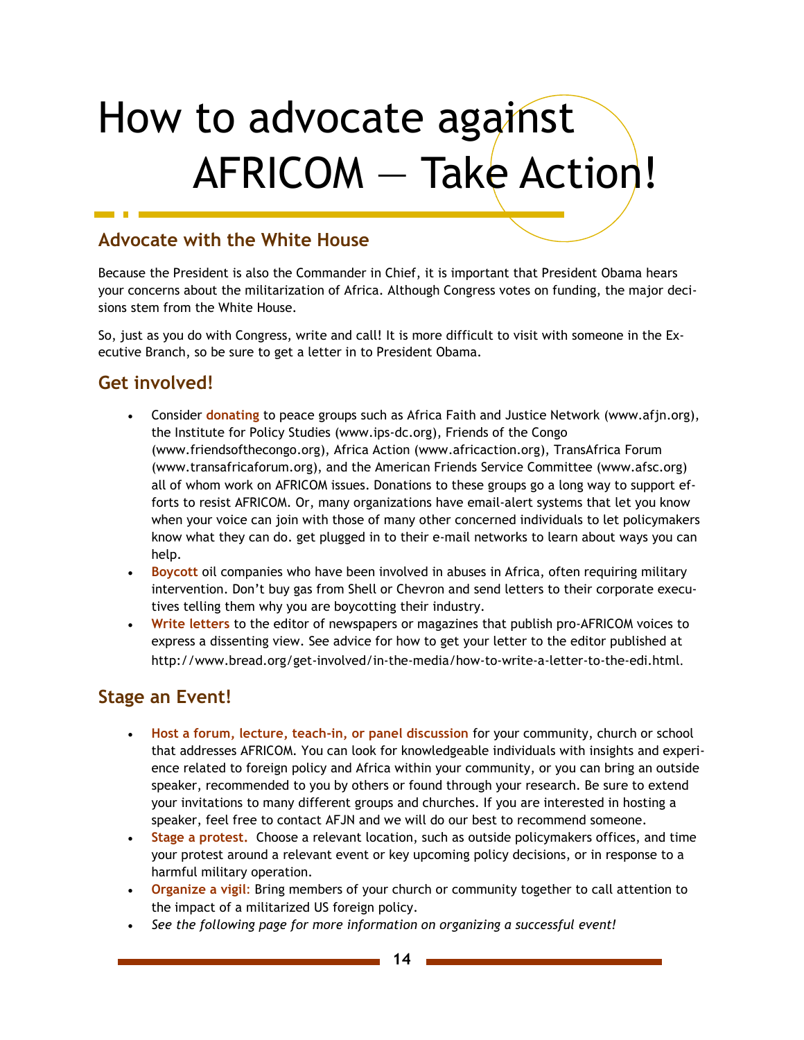# How to advocate against AFRICOM — Take Action!

## Advocate with the White House

Because the President is also the Commander in Chief, it is important that President Obama hears your concerns about the militarization of Africa. Although Congress votes on funding, the major decisions stem from the White House.

So, just as you do with Congress, write and call! It is more difficult to visit with someone in the Executive Branch, so be sure to get a letter in to President Obama.

## Get involved!

- Consider **donating** to peace groups such as Africa Faith and Justice Network (www.afjn.org), the Institute for Policy Studies (www.ips-dc.org), Friends of the Congo (www.friendsofthecongo.org), Africa Action (www.africaction.org), TransAfrica Forum (www.transafricaforum.org), and the American Friends Service Committee (www.afsc.org) all of whom work on AFRICOM issues. Donations to these groups go a long way to support efforts to resist AFRICOM. Or, many organizations have email-alert systems that let you know when your voice can join with those of many other concerned individuals to let policymakers know what they can do. get plugged in to their e-mail networks to learn about ways you can help.
- **Boycott** oil companies who have been involved in abuses in Africa, often requiring military intervention. Don't buy gas from Shell or Chevron and send letters to their corporate executives telling them why you are boycotting their industry.
- **Write letters** to the editor of newspapers or magazines that publish pro-AFRICOM voices to express a dissenting view. See advice for how to get your letter to the editor published at http://www.bread.org/get-involved/in-the-media/how-to-write-a-letter-to-the-edi.html.

## Stage an Event!

- **Host a forum, lecture, teach-in, or panel discussion** for your community, church or school that addresses AFRICOM. You can look for knowledgeable individuals with insights and experience related to foreign policy and Africa within your community, or you can bring an outside speaker, recommended to you by others or found through your research. Be sure to extend your invitations to many different groups and churches. If you are interested in hosting a speaker, feel free to contact AFJN and we will do our best to recommend someone.
- **Stage a protest.** Choose a relevant location, such as outside policymakers offices, and time your protest around a relevant event or key upcoming policy decisions, or in response to a harmful military operation.
- **Organize a vigil**: Bring members of your church or community together to call attention to the impact of a militarized US foreign policy.
- *See the following page for more information on organizing a successful event!*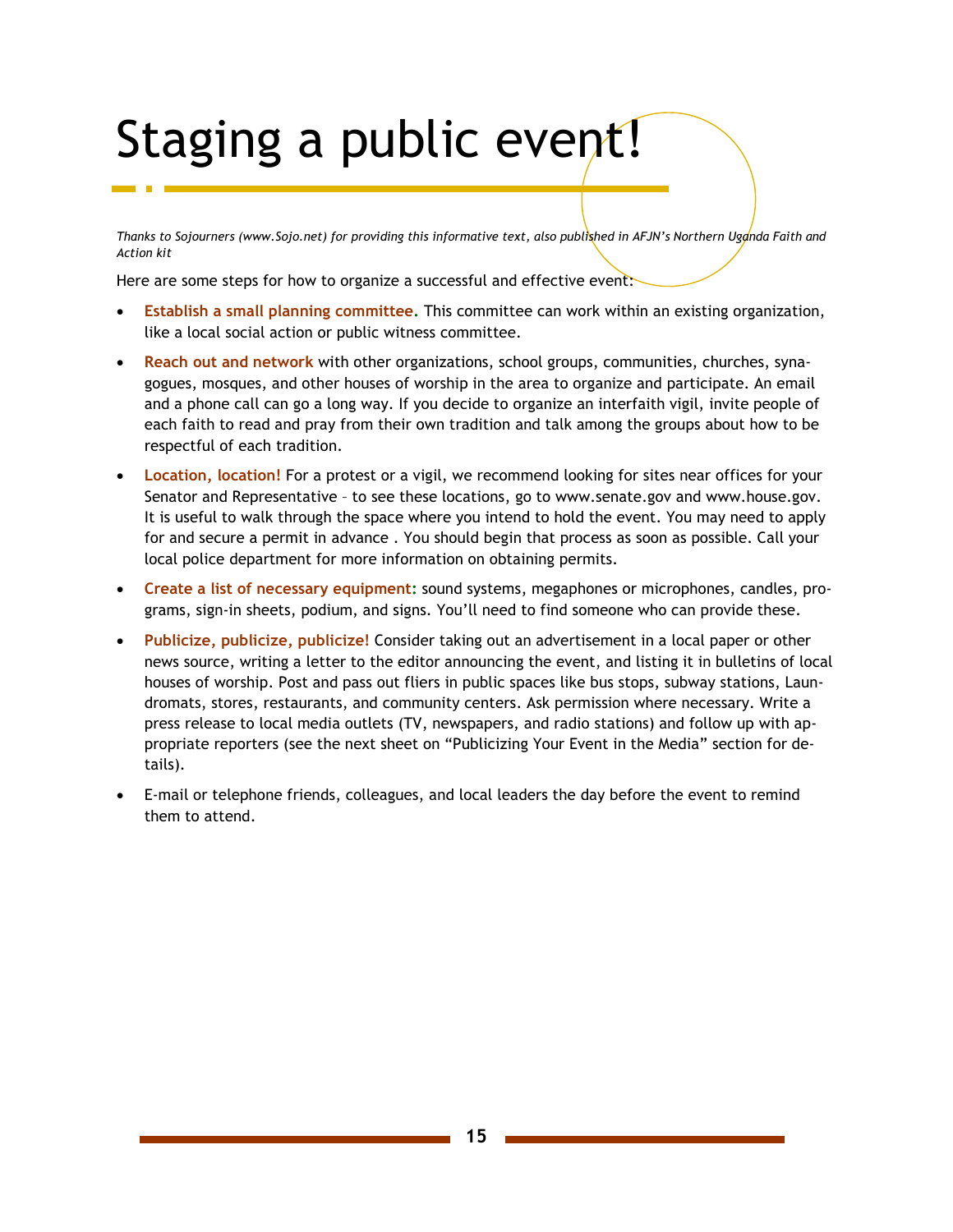# Staging a public event!

*Thanks to Sojourners (www.Sojo.net) for providing this informative text, also published in AFJN's Northern Uganda Faith and Action kit*

Here are some steps for how to organize a successful and effective event:

- **Establish a small planning committee.** This committee can work within an existing organization, like a local social action or public witness committee.
- **Reach out and network** with other organizations, school groups, communities, churches, synagogues, mosques, and other houses of worship in the area to organize and participate. An email and a phone call can go a long way. If you decide to organize an interfaith vigil, invite people of each faith to read and pray from their own tradition and talk among the groups about how to be respectful of each tradition.
- **Location, location!** For a protest or a vigil, we recommend looking for sites near offices for your Senator and Representative – to see these locations, go to www.senate.gov and www.house.gov. It is useful to walk through the space where you intend to hold the event. You may need to apply for and secure a permit in advance . You should begin that process as soon as possible. Call your local police department for more information on obtaining permits.
- **Create a list of necessary equipment:** sound systems, megaphones or microphones, candles, programs, sign-in sheets, podium, and signs. You'll need to find someone who can provide these.
- **Publicize, publicize, publicize!** Consider taking out an advertisement in a local paper or other news source, writing a letter to the editor announcing the event, and listing it in bulletins of local houses of worship. Post and pass out fliers in public spaces like bus stops, subway stations, Laundromats, stores, restaurants, and community centers. Ask permission where necessary. Write a press release to local media outlets (TV, newspapers, and radio stations) and follow up with appropriate reporters (see the next sheet on "Publicizing Your Event in the Media" section for details).
- E-mail or telephone friends, colleagues, and local leaders the day before the event to remind them to attend.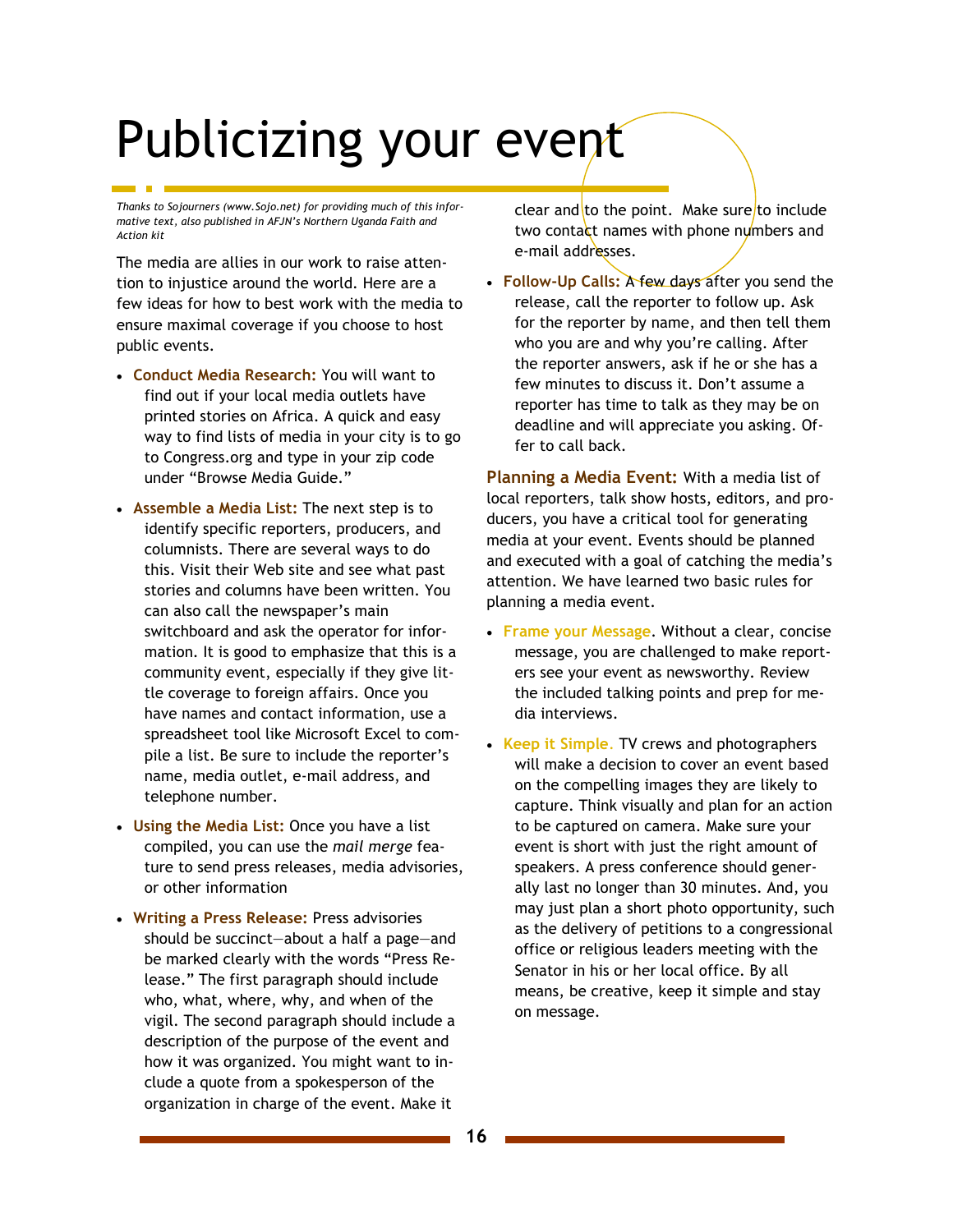# Publicizing your event

*Thanks to Sojourners (www.Sojo.net) for providing much of this informative text, also published in AFJN's Northern Uganda Faith and Action kit*

The media are allies in our work to raise attention to injustice around the world. Here are a few ideas for how to best work with the media to ensure maximal coverage if you choose to host public events.

- **Conduct Media Research:** You will want to find out if your local media outlets have printed stories on Africa. A quick and easy way to find lists of media in your city is to go to Congress.org and type in your zip code under "Browse Media Guide."
- **Assemble a Media List:** The next step is to identify specific reporters, producers, and columnists. There are several ways to do this. Visit their Web site and see what past stories and columns have been written. You can also call the newspaper's main switchboard and ask the operator for information. It is good to emphasize that this is a community event, especially if they give little coverage to foreign affairs. Once you have names and contact information, use a spreadsheet tool like Microsoft Excel to compile a list. Be sure to include the reporter's name, media outlet, e-mail address, and telephone number.
- **Using the Media List:** Once you have a list compiled, you can use the *mail merge* feature to send press releases, media advisories, or other information
- **Writing a Press Release:** Press advisories should be succinct—about a half a page—and be marked clearly with the words "Press Release." The first paragraph should include who, what, where, why, and when of the vigil. The second paragraph should include a description of the purpose of the event and how it was organized. You might want to include a quote from a spokesperson of the organization in charge of the event. Make it clear and to the point. Make sure to include two contact names with phone numbers and e-mail addresses.
- **Follow-Up Calls:** A few days after you send the release, call the reporter to follow up. Ask for the reporter by name, and then tell them who you are and why you're calling. After the reporter answers, ask if he or she has a few minutes to discuss it. Don't assume a reporter has time to talk as they may be on deadline and will appreciate you asking. Offer to call back.

**Planning a Media Event:** With a media list of local reporters, talk show hosts, editors, and producers, you have a critical tool for generating media at your event. Events should be planned and executed with a goal of catching the media's attention. We have learned two basic rules for planning a media event.

- **Frame your Message**. Without a clear, concise message, you are challenged to make reporters see your event as newsworthy. Review the included talking points and prep for media interviews.
- **Keep it Simple.** TV crews and photographers will make a decision to cover an event based on the compelling images they are likely to capture. Think visually and plan for an action to be captured on camera. Make sure your event is short with just the right amount of speakers. A press conference should generally last no longer than 30 minutes. And, you may just plan a short photo opportunity, such as the delivery of petitions to a congressional office or religious leaders meeting with the Senator in his or her local office. By all means, be creative, keep it simple and stay on message.